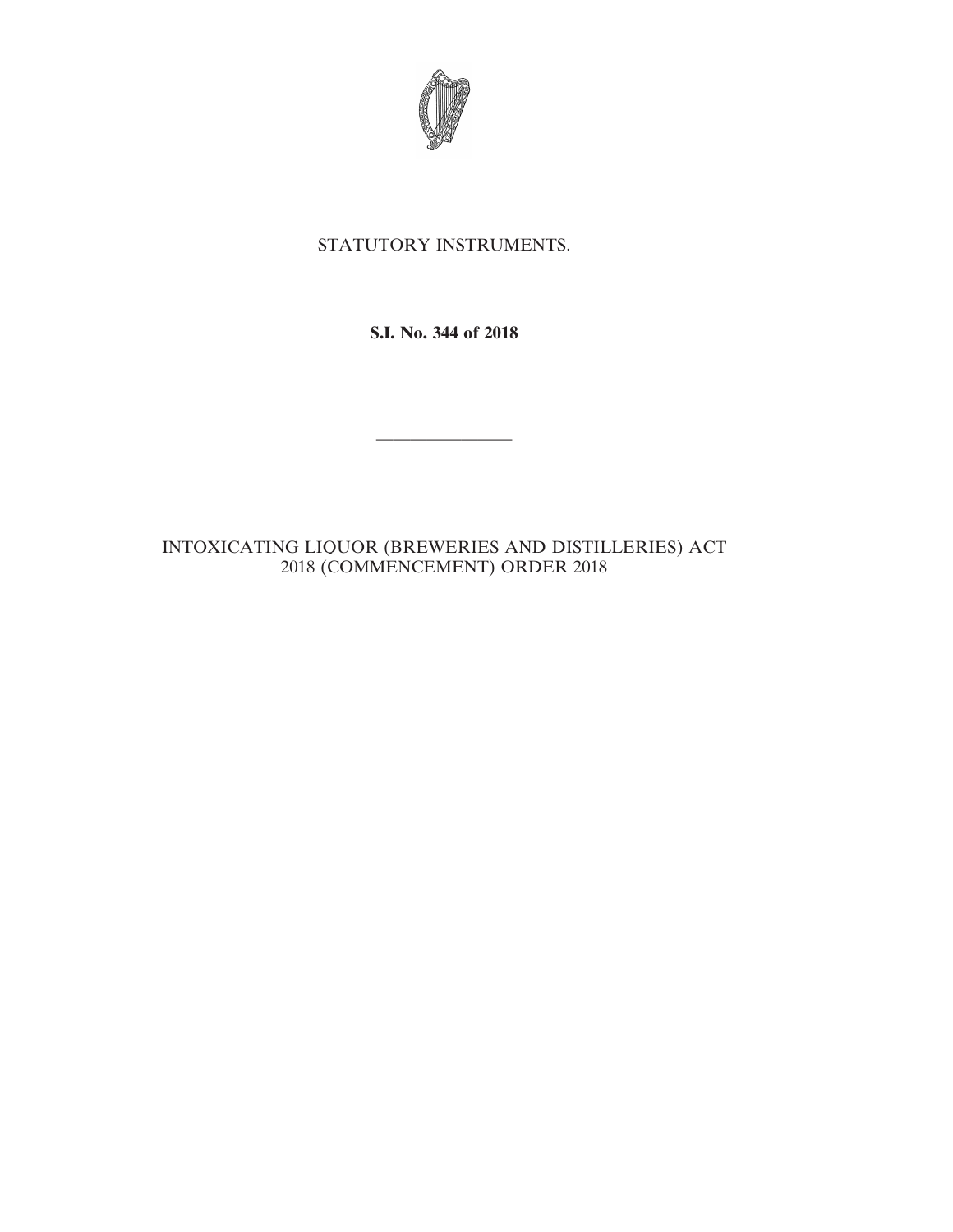STATUTORY INSTRUMENTS.

**S.I. No. 344 of 2018**

---

INTOXICATING LIQUOR (BREWERIES AND DISTILLERIES) ACT 2018 (COMMENCEMENT) ORDER 2018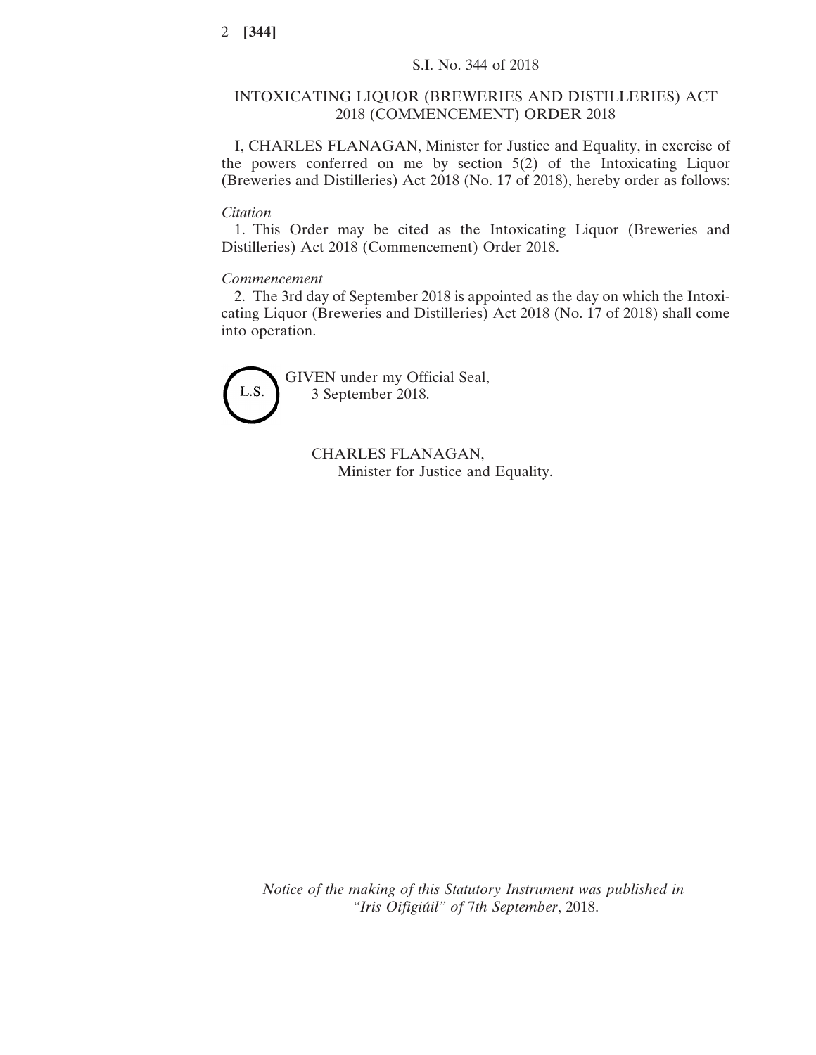S.I. No. 344 of 2018

# INTOXICATING LIQUOR (BREWERIES AND DISTILLERIES) ACT 2018 (COMMENCEMENT) ORDER 2018

I, CHARLES FLANAGAN, Minister for Justice and Equality, in exercise of the powers conferred on me by section 5(2) of the Intoxicating Liquor (Breweries and Distilleries) Act 2018 (No. 17 of 2018), hereby order as follows:

*Citation*

1. This Order may be cited as the Intoxicating Liquor (Breweries and Distilleries) Act 2018 (Commencement) Order 2018.

*Commencement*

2. The 3rd day of September 2018 is appointed as the day on which the Intoxicating Liquor (Breweries and Distilleries) Act 2018 (No. 17 of 2018) shall come into operation.

L.S.

GIVEN under my Official Seal,
3 September 2018.

CHARLES FLANAGAN,
Minister for Justice and Equality.

*Notice of the making of this Statutory Instrument was published in "Iris Oifigiúil" of 7th September*, 2018.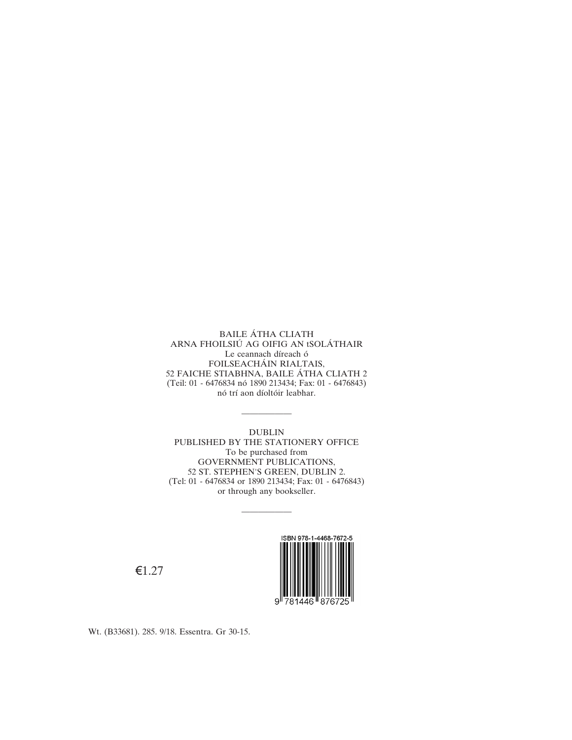BAILE ÁTHA CLIATH
ARNA FHOILSIÚ AG OIFIG AN tSOLÁTHAIR
Le ceannach díreach ó
FOILSEACHÁIN RIALTAIS,
52 FAICHE STIABHNA, BAILE ÁTHA CLIATH 2
(Teil: 01 - 6476834 nó 1890 213434; Fax: 01 - 6476843)
nó trí aon díoltóir leabhar.

---

DUBLIN
PUBLISHED BY THE STATIONERY OFFICE
To be purchased from
GOVERNMENT PUBLICATIONS,
52 ST. STEPHEN'S GREEN, DUBLIN 2.
(Tel: 01 - 6476834 or 1890 213434; Fax: 01 - 6476843)
or through any bookseller.

---

ISBN 978-1-4468-7672-5

9 781446 876725

€1.27

Wt. (B33681). 285. 9/18. Essentra. Gr 30-15.